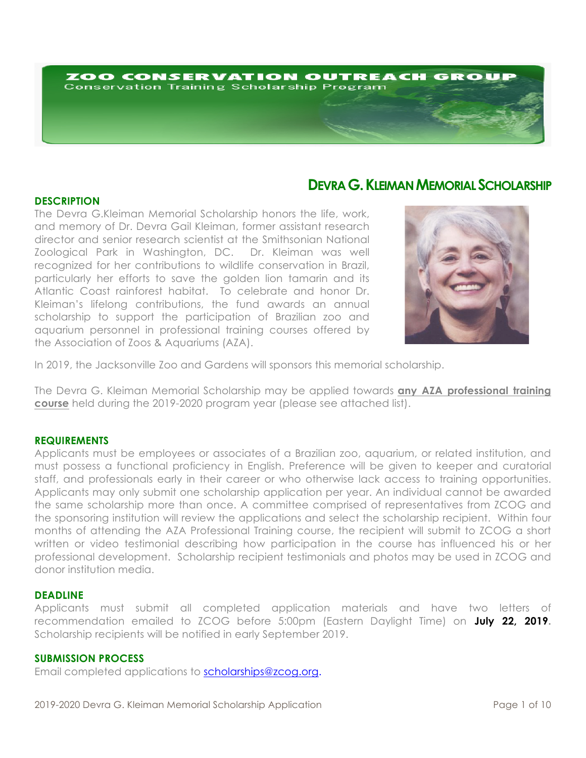# ZOO CONSERVATION OUTREACH GROUP

Conservation Training Scholarship Program

## DEVRA G. KLEIMAN MEMORIAL SCHOLARSHIP

### DESCRIPTION

The Devra G.Kleiman Memorial Scholarship honors the life, work, and memory of Dr. Devra Gail Kleiman, former assistant research director and senior research scientist at the Smithsonian National Zoological Park in Washington, DC. Dr. Kleiman was well recognized for her contributions to wildlife conservation in Brazil, particularly her efforts to save the golden lion tamarin and its Atlantic Coast rainforest habitat. To celebrate and honor Dr. Kleiman's lifelong contributions, the fund awards an annual scholarship to support the participation of Brazilian zoo and aquarium personnel in professional training courses offered by the Association of Zoos & Aquariums (AZA).

In 2019, the Jacksonville Zoo and Gardens will sponsors this memorial scholarship.

The Devra G. Kleiman Memorial Scholarship may be applied towards **any AZA professional training course** held during the 2019-2020 program year (please see attached list).

### REQUIREMENTS

Applicants must be employees or associates of a Brazilian zoo, aquarium, or related institution, and must possess a functional proficiency in English. Preference will be given to keeper and curatorial staff, and professionals early in their career or who otherwise lack access to training opportunities. Applicants may only submit one scholarship application per year. An individual cannot be awarded the same scholarship more than once. A committee comprised of representatives from ZCOG and the sponsoring institution will review the applications and select the scholarship recipient. Within four months of attending the AZA Professional Training course, the recipient will submit to ZCOG a short written or video testimonial describing how participation in the course has influenced his or her professional development. Scholarship recipient testimonials and photos may be used in ZCOG and donor institution media.

### DEADLINE

Applicants must submit all completed application materials and have two letters of recommendation emailed to ZCOG before 5:00pm (Eastern Daylight Time) on **July 22, 2019**. Scholarship recipients will be notified in early September 2019.

### SUBMISSION PROCESS

Email completed applications to scholarships@zcog.org.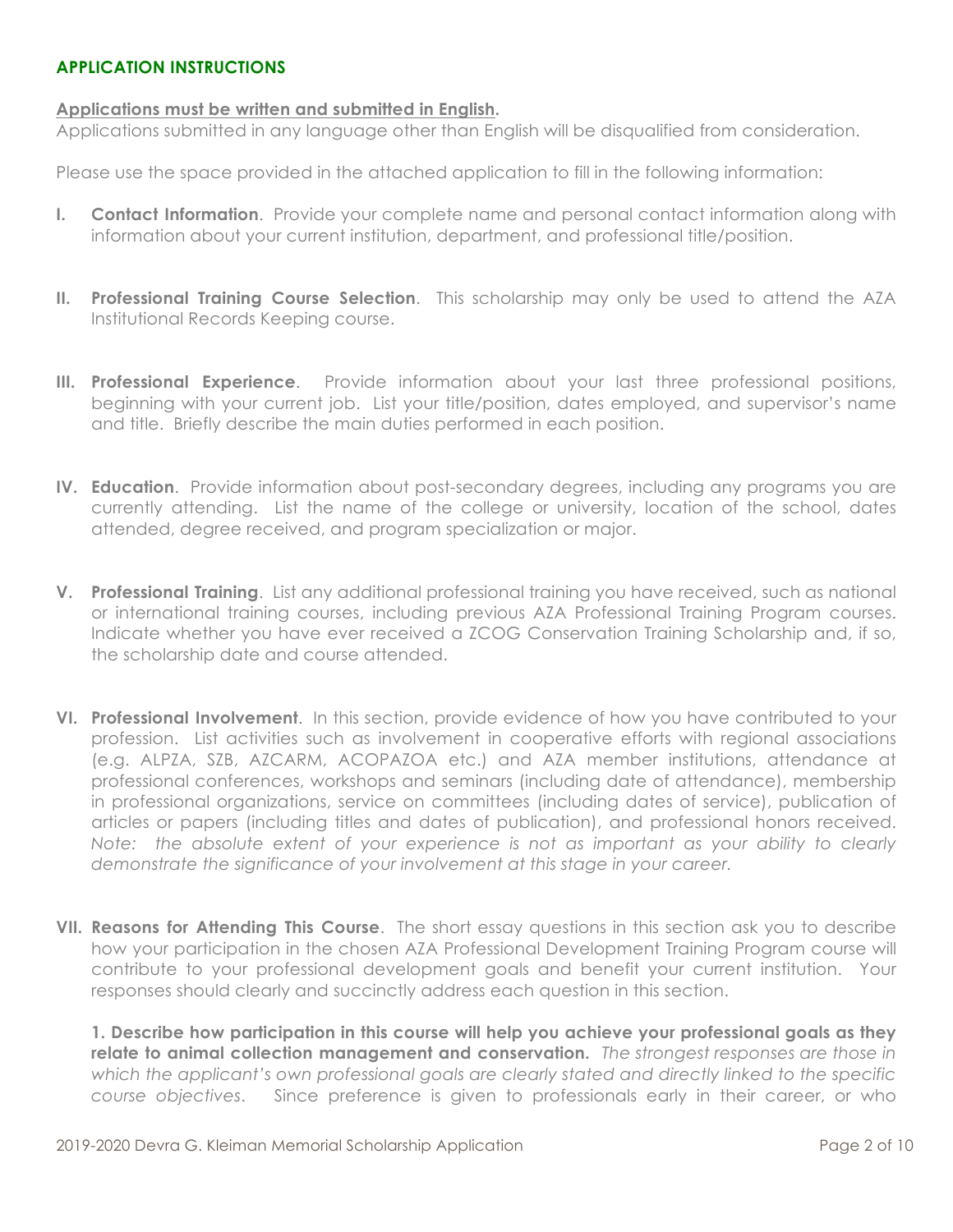## APPLICATION INSTRUCTIONS

**Applications must be written and submitted in English.**
Applications submitted in any language other than English will be disqualified from consideration.

Please use the space provided in the attached application to fill in the following information:

**I. Contact Information**. Provide your complete name and personal contact information along with information about your current institution, department, and professional title/position.

**II. Professional Training Course Selection**. This scholarship may only be used to attend the AZA Institutional Records Keeping course.

**III. Professional Experience**. Provide information about your last three professional positions, beginning with your current job. List your title/position, dates employed, and supervisor's name and title. Briefly describe the main duties performed in each position.

**IV. Education**. Provide information about post-secondary degrees, including any programs you are currently attending. List the name of the college or university, location of the school, dates attended, degree received, and program specialization or major.

**V. Professional Training**. List any additional professional training you have received, such as national or international training courses, including previous AZA Professional Training Program courses. Indicate whether you have ever received a ZCOG Conservation Training Scholarship and, if so, the scholarship date and course attended.

**VI. Professional Involvement**. In this section, provide evidence of how you have contributed to your profession. List activities such as involvement in cooperative efforts with regional associations (e.g. ALPZA, SZB, AZCARM, ACOPAZOA etc.) and AZA member institutions, attendance at professional conferences, workshops and seminars (including date of attendance), membership in professional organizations, service on committees (including dates of service), publication of articles or papers (including titles and dates of publication), and professional honors received. *Note: the absolute extent of your experience is not as important as your ability to clearly demonstrate the significance of your involvement at this stage in your career.*

**VII. Reasons for Attending This Course**. The short essay questions in this section ask you to describe how your participation in the chosen AZA Professional Development Training Program course will contribute to your professional development goals and benefit your current institution. Your responses should clearly and succinctly address each question in this section.

**1. Describe how participation in this course will help you achieve your professional goals as they relate to animal collection management and conservation.** *The strongest responses are those in which the applicant's own professional goals are clearly stated and directly linked to the specific course objectives.* Since preference is given to professionals early in their career, or who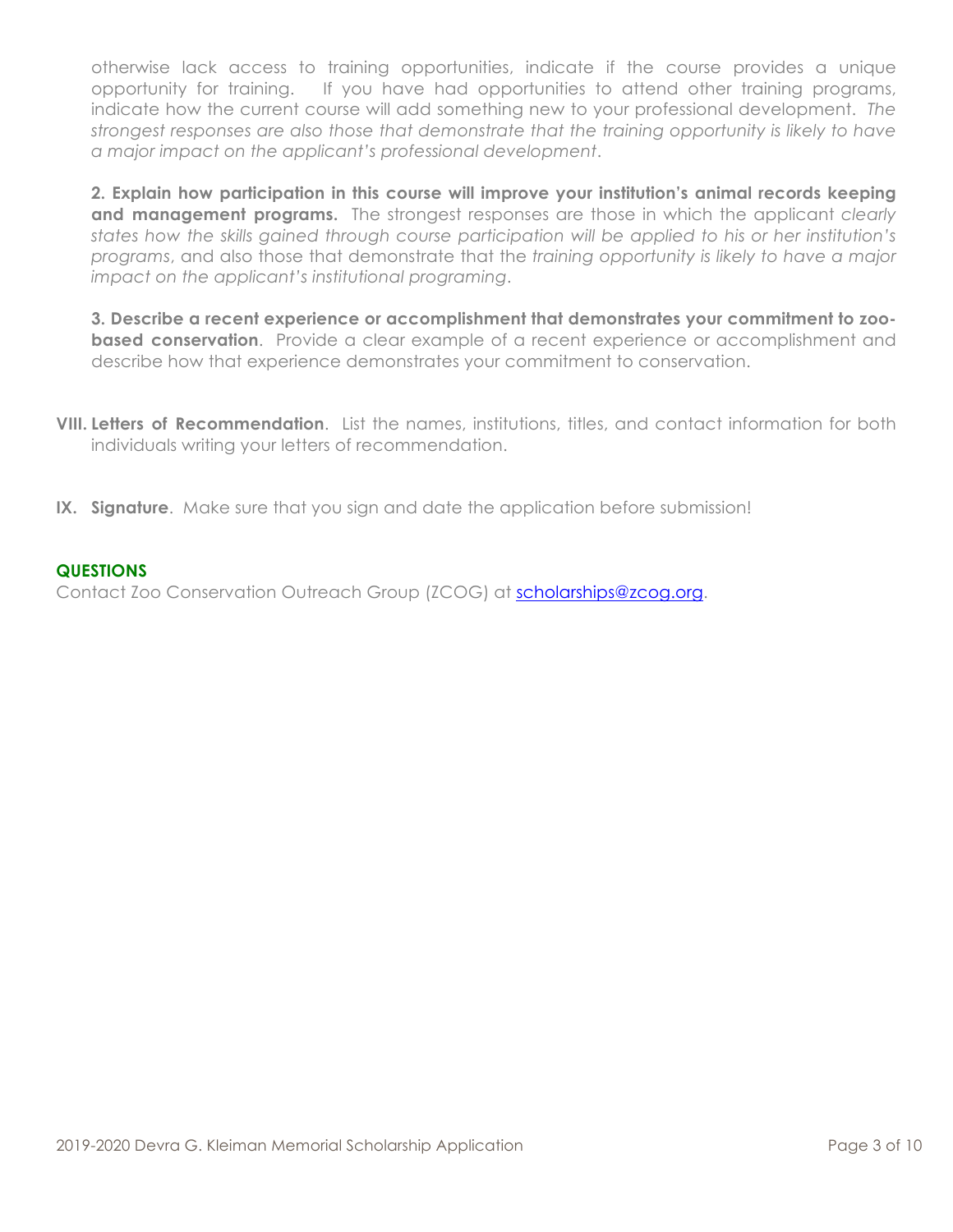otherwise lack access to training opportunities, indicate if the course provides a unique opportunity for training. If you have had opportunities to attend other training programs, indicate how the current course will add something new to your professional development. *The strongest responses are also those that demonstrate that the training opportunity is likely to have a major impact on the applicant's professional development*.

**2. Explain how participation in this course will improve your institution's animal records keeping and management programs.** The strongest responses are those in which the applicant *clearly states how the skills gained through course participation will be applied to his or her institution's programs*, and also those that demonstrate that the *training opportunity is likely to have a major impact on the applicant's institutional programing*.

**3. Describe a recent experience or accomplishment that demonstrates your commitment to zoo-based conservation**. Provide a clear example of a recent experience or accomplishment and describe how that experience demonstrates your commitment to conservation.

**VIII. Letters of Recommendation**. List the names, institutions, titles, and contact information for both individuals writing your letters of recommendation.

**IX. Signature**. Make sure that you sign and date the application before submission!

**QUESTIONS**

Contact Zoo Conservation Outreach Group (ZCOG) at scholarships@zcog.org.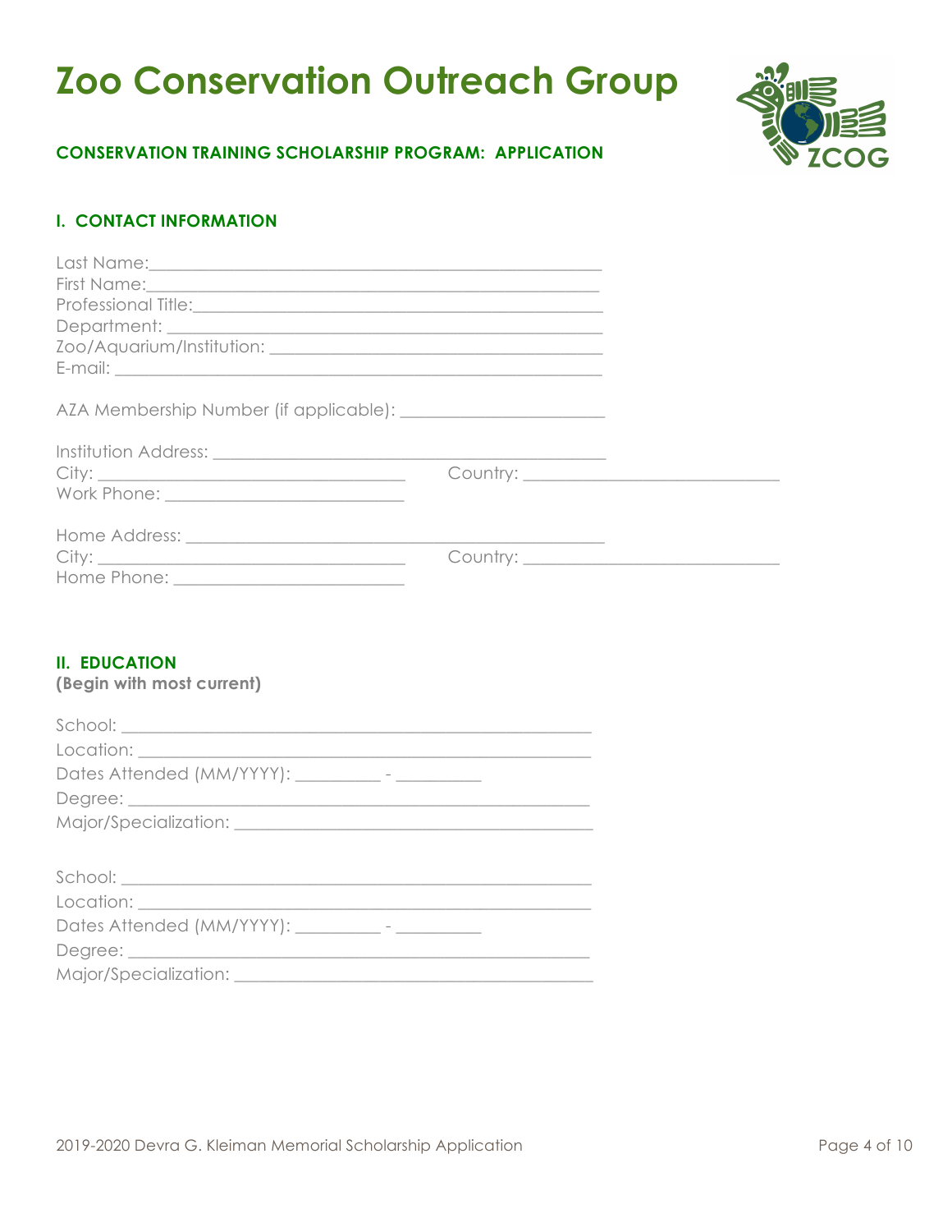# Zoo Conservation Outreach Group

**CONSERVATION TRAINING SCHOLARSHIP PROGRAM: APPLICATION**

## I. CONTACT INFORMATION

Last Name:\_\_\_\_\_\_\_\_\_\_\_\_\_\_\_\_\_\_\_\_\_\_\_\_\_\_\_\_\_\_\_\_\_\_\_\_\_\_\_\_\_\_\_\_\_\_\_\_
First Name:\_\_\_\_\_\_\_\_\_\_\_\_\_\_\_\_\_\_\_\_\_\_\_\_\_\_\_\_\_\_\_\_\_\_\_\_\_\_\_\_\_\_\_\_\_\_\_\_
Professional Title:\_\_\_\_\_\_\_\_\_\_\_\_\_\_\_\_\_\_\_\_\_\_\_\_\_\_\_\_\_\_\_\_\_\_\_\_\_\_\_\_\_\_\_\_
Department: \_\_\_\_\_\_\_\_\_\_\_\_\_\_\_\_\_\_\_\_\_\_\_\_\_\_\_\_\_\_\_\_\_\_\_\_\_\_\_\_\_\_\_\_\_\_
Zoo/Aquarium/Institution: \_\_\_\_\_\_\_\_\_\_\_\_\_\_\_\_\_\_\_\_\_\_\_\_\_\_\_\_\_\_\_\_\_\_\_\_\_\_
E-mail: \_\_\_\_\_\_\_\_\_\_\_\_\_\_\_\_\_\_\_\_\_\_\_\_\_\_\_\_\_\_\_\_\_\_\_\_\_\_\_\_\_\_\_\_\_\_\_\_\_\_\_\_\_

AZA Membership Number (if applicable): \_\_\_\_\_\_\_\_\_\_\_\_\_\_\_\_\_\_\_\_\_\_\_

Institution Address: \_\_\_\_\_\_\_\_\_\_\_\_\_\_\_\_\_\_\_\_\_\_\_\_\_\_\_\_\_\_\_\_\_\_\_\_\_\_\_\_\_\_\_\_
City: \_\_\_\_\_\_\_\_\_\_\_\_\_\_\_\_\_\_\_\_\_\_\_\_\_\_\_\_\_\_\_\_\_\_\_ Country: \_\_\_\_\_\_\_\_\_\_\_\_\_\_\_\_\_\_\_\_\_\_\_\_\_\_\_\_\_\_
Work Phone: \_\_\_\_\_\_\_\_\_\_\_\_\_\_\_\_\_\_\_\_\_\_\_\_\_\_\_

Home Address: \_\_\_\_\_\_\_\_\_\_\_\_\_\_\_\_\_\_\_\_\_\_\_\_\_\_\_\_\_\_\_\_\_\_\_\_\_\_\_\_\_\_\_\_\_\_
City: \_\_\_\_\_\_\_\_\_\_\_\_\_\_\_\_\_\_\_\_\_\_\_\_\_\_\_\_\_\_\_\_\_\_\_ Country: \_\_\_\_\_\_\_\_\_\_\_\_\_\_\_\_\_\_\_\_\_\_\_\_\_\_\_\_\_\_
Home Phone: \_\_\_\_\_\_\_\_\_\_\_\_\_\_\_\_\_\_\_\_\_\_\_\_\_\_

## II. EDUCATION

**(Begin with most current)**

School: \_\_\_\_\_\_\_\_\_\_\_\_\_\_\_\_\_\_\_\_\_\_\_\_\_\_\_\_\_\_\_\_\_\_\_\_\_\_\_\_\_\_\_\_\_\_\_\_\_\_\_
Location: \_\_\_\_\_\_\_\_\_\_\_\_\_\_\_\_\_\_\_\_\_\_\_\_\_\_\_\_\_\_\_\_\_\_\_\_\_\_\_\_\_\_\_\_\_\_\_\_\_
Dates Attended (MM/YYYY): \_\_\_\_\_\_\_\_\_\_ - \_\_\_\_\_\_\_\_\_\_
Degree: \_\_\_\_\_\_\_\_\_\_\_\_\_\_\_\_\_\_\_\_\_\_\_\_\_\_\_\_\_\_\_\_\_\_\_\_\_\_\_\_\_\_\_\_\_\_\_\_\_\_\_
Major/Specialization: \_\_\_\_\_\_\_\_\_\_\_\_\_\_\_\_\_\_\_\_\_\_\_\_\_\_\_\_\_\_\_\_\_\_\_\_\_\_\_\_\_

School: \_\_\_\_\_\_\_\_\_\_\_\_\_\_\_\_\_\_\_\_\_\_\_\_\_\_\_\_\_\_\_\_\_\_\_\_\_\_\_\_\_\_\_\_\_\_\_\_\_\_\_
Location: \_\_\_\_\_\_\_\_\_\_\_\_\_\_\_\_\_\_\_\_\_\_\_\_\_\_\_\_\_\_\_\_\_\_\_\_\_\_\_\_\_\_\_\_\_\_\_\_\_
Dates Attended (MM/YYYY): \_\_\_\_\_\_\_\_\_\_ - \_\_\_\_\_\_\_\_\_\_
Degree: \_\_\_\_\_\_\_\_\_\_\_\_\_\_\_\_\_\_\_\_\_\_\_\_\_\_\_\_\_\_\_\_\_\_\_\_\_\_\_\_\_\_\_\_\_\_\_\_\_\_\_
Major/Specialization: \_\_\_\_\_\_\_\_\_\_\_\_\_\_\_\_\_\_\_\_\_\_\_\_\_\_\_\_\_\_\_\_\_\_\_\_\_\_\_\_\_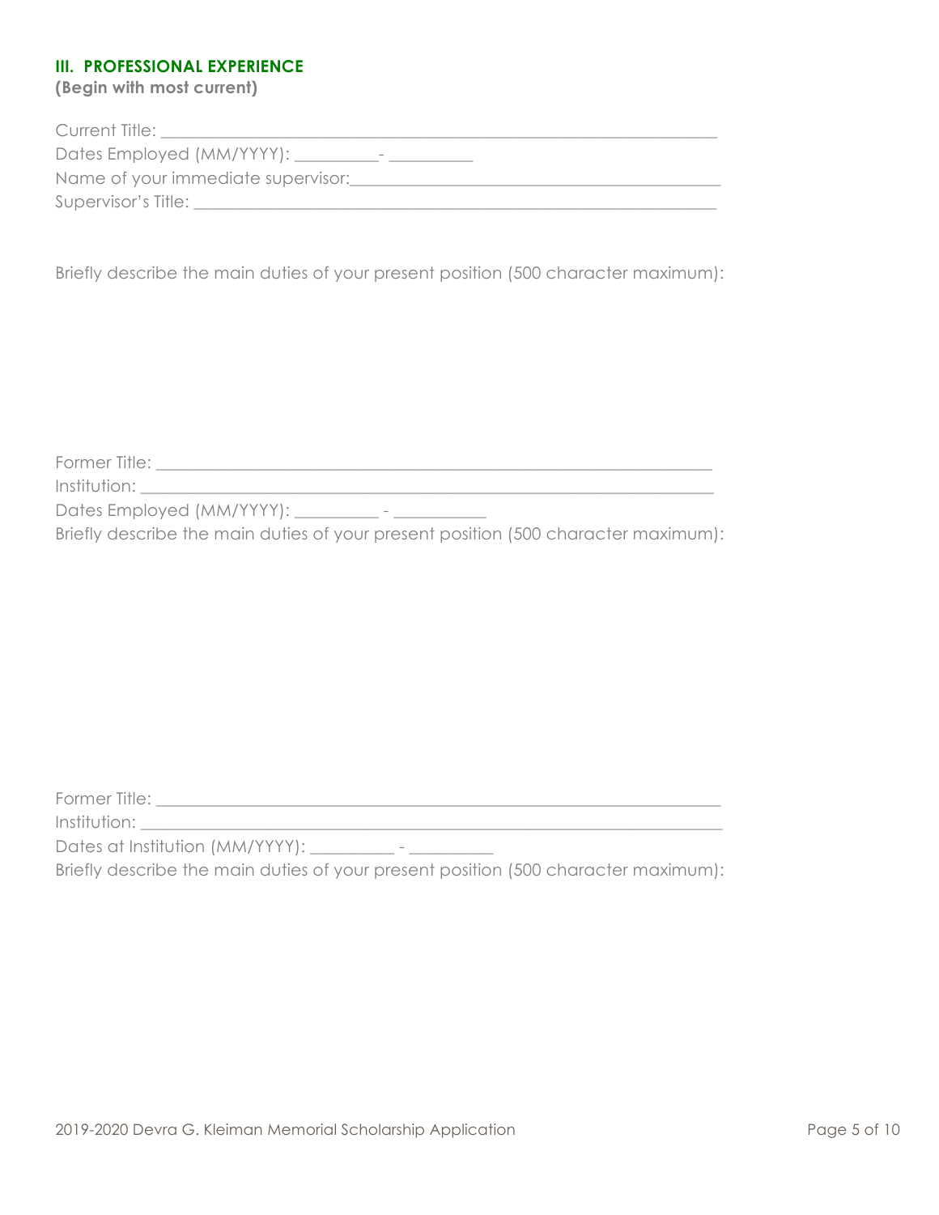### III. PROFESSIONAL EXPERIENCE

**(Begin with most current)**

Current Title: ___________________________________________________________

Dates Employed (MM/YYYY): _________- _________

Name of your immediate supervisor:_________________________________________

Supervisor's Title: _________________________________________________________

Briefly describe the main duties of your present position (500 character maximum):

Former Title: _____________________________________________________________

Institution: _______________________________________________________________

Dates Employed (MM/YYYY): _________ - __________

Briefly describe the main duties of your present position (500 character maximum):

Former Title: _____________________________________________________________

Institution: _______________________________________________________________

Dates at Institution (MM/YYYY): _________ - _________

Briefly describe the main duties of your present position (500 character maximum):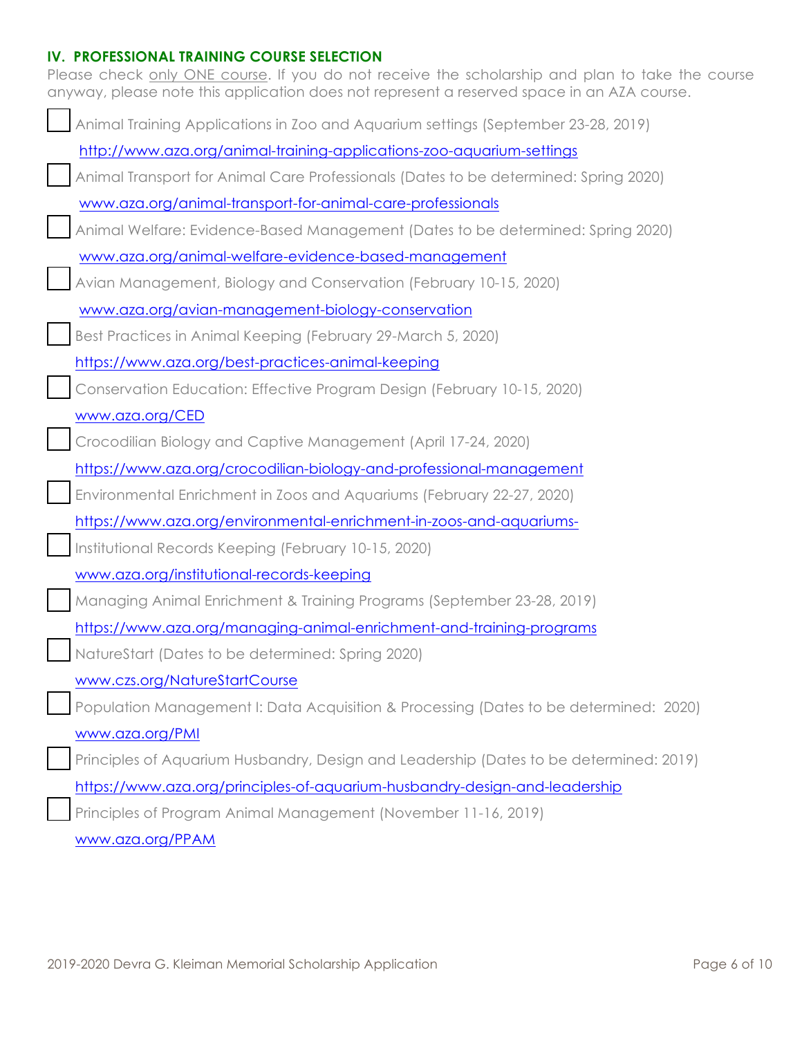## IV. PROFESSIONAL TRAINING COURSE SELECTION

Please check only ONE course. If you do not receive the scholarship and plan to take the course anyway, please note this application does not represent a reserved space in an AZA course.

- [ ] Animal Training Applications in Zoo and Aquarium settings (September 23-28, 2019)
  http://www.aza.org/animal-training-applications-zoo-aquarium-settings
- [ ] Animal Transport for Animal Care Professionals (Dates to be determined: Spring 2020)
  www.aza.org/animal-transport-for-animal-care-professionals
- [ ] Animal Welfare: Evidence-Based Management (Dates to be determined: Spring 2020)
  www.aza.org/animal-welfare-evidence-based-management
- [ ] Avian Management, Biology and Conservation (February 10-15, 2020)
  www.aza.org/avian-management-biology-conservation
- [ ] Best Practices in Animal Keeping (February 29-March 5, 2020)
  https://www.aza.org/best-practices-animal-keeping
- [ ] Conservation Education: Effective Program Design (February 10-15, 2020)
  www.aza.org/CED
- [ ] Crocodilian Biology and Captive Management (April 17-24, 2020)
  https://www.aza.org/crocodilian-biology-and-professional-management
- [ ] Environmental Enrichment in Zoos and Aquariums (February 22-27, 2020)
  https://www.aza.org/environmental-enrichment-in-zoos-and-aquariums-
- [ ] Institutional Records Keeping (February 10-15, 2020)
  www.aza.org/institutional-records-keeping
- [ ] Managing Animal Enrichment & Training Programs (September 23-28, 2019)
  https://www.aza.org/managing-animal-enrichment-and-training-programs
- [ ] NatureStart (Dates to be determined: Spring 2020)
  www.czs.org/NatureStartCourse
- [ ] Population Management I: Data Acquisition & Processing (Dates to be determined: 2020)
  www.aza.org/PMI
- [ ] Principles of Aquarium Husbandry, Design and Leadership (Dates to be determined: 2019)
  https://www.aza.org/principles-of-aquarium-husbandry-design-and-leadership
- [ ] Principles of Program Animal Management (November 11-16, 2019)
  www.aza.org/PPAM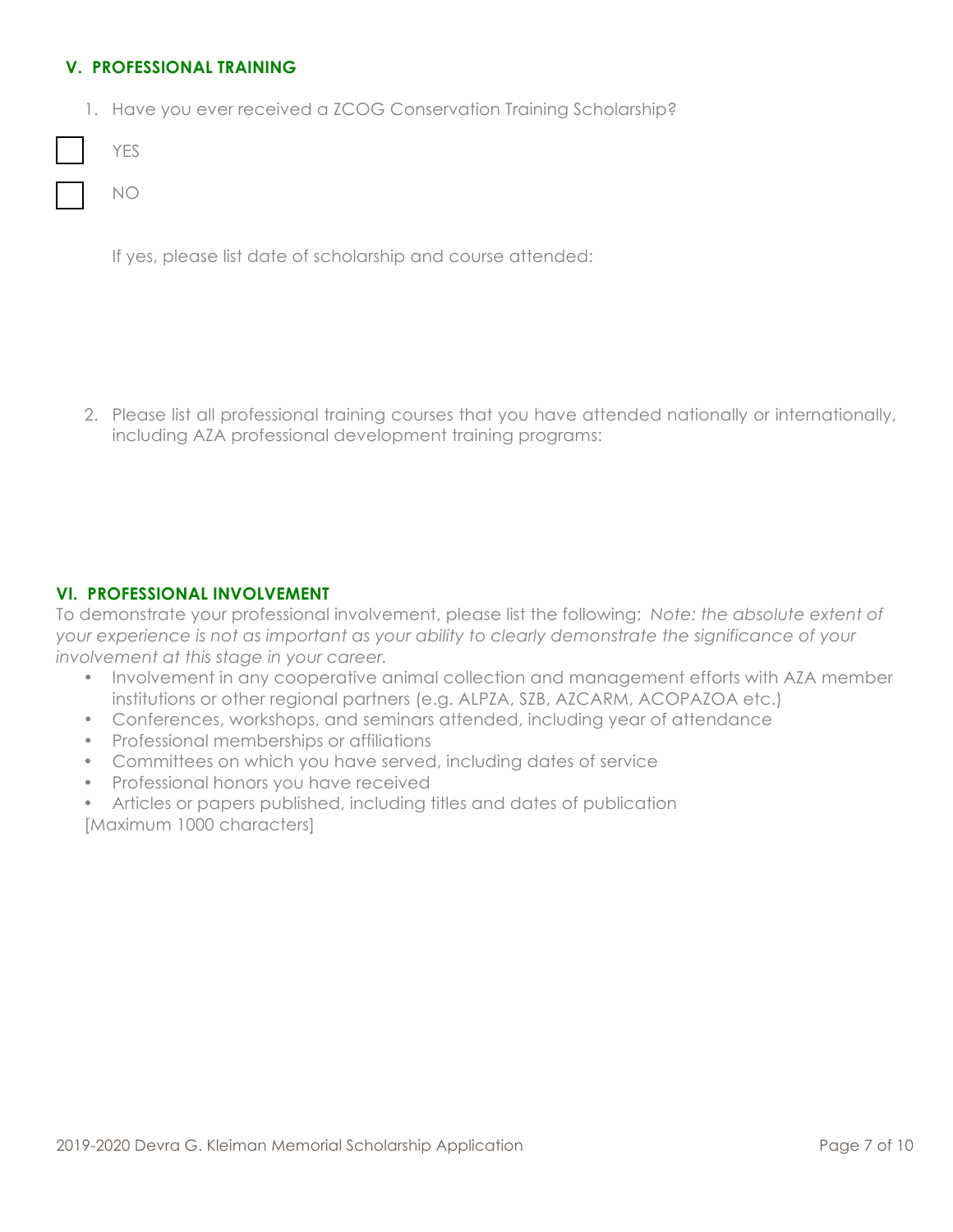## V. PROFESSIONAL TRAINING

1. Have you ever received a ZCOG Conservation Training Scholarship?

- [ ] YES
- [ ] NO

If yes, please list date of scholarship and course attended:

2. Please list all professional training courses that you have attended nationally or internationally, including AZA professional development training programs:

## VI. PROFESSIONAL INVOLVEMENT

To demonstrate your professional involvement, please list the following: *Note: the absolute extent of your experience is not as important as your ability to clearly demonstrate the significance of your involvement at this stage in your career.*

- Involvement in any cooperative animal collection and management efforts with AZA member institutions or other regional partners (e.g. ALPZA, SZB, AZCARM, ACOPAZOA etc.)
- Conferences, workshops, and seminars attended, including year of attendance
- Professional memberships or affiliations
- Committees on which you have served, including dates of service
- Professional honors you have received
- Articles or papers published, including titles and dates of publication

[Maximum 1000 characters]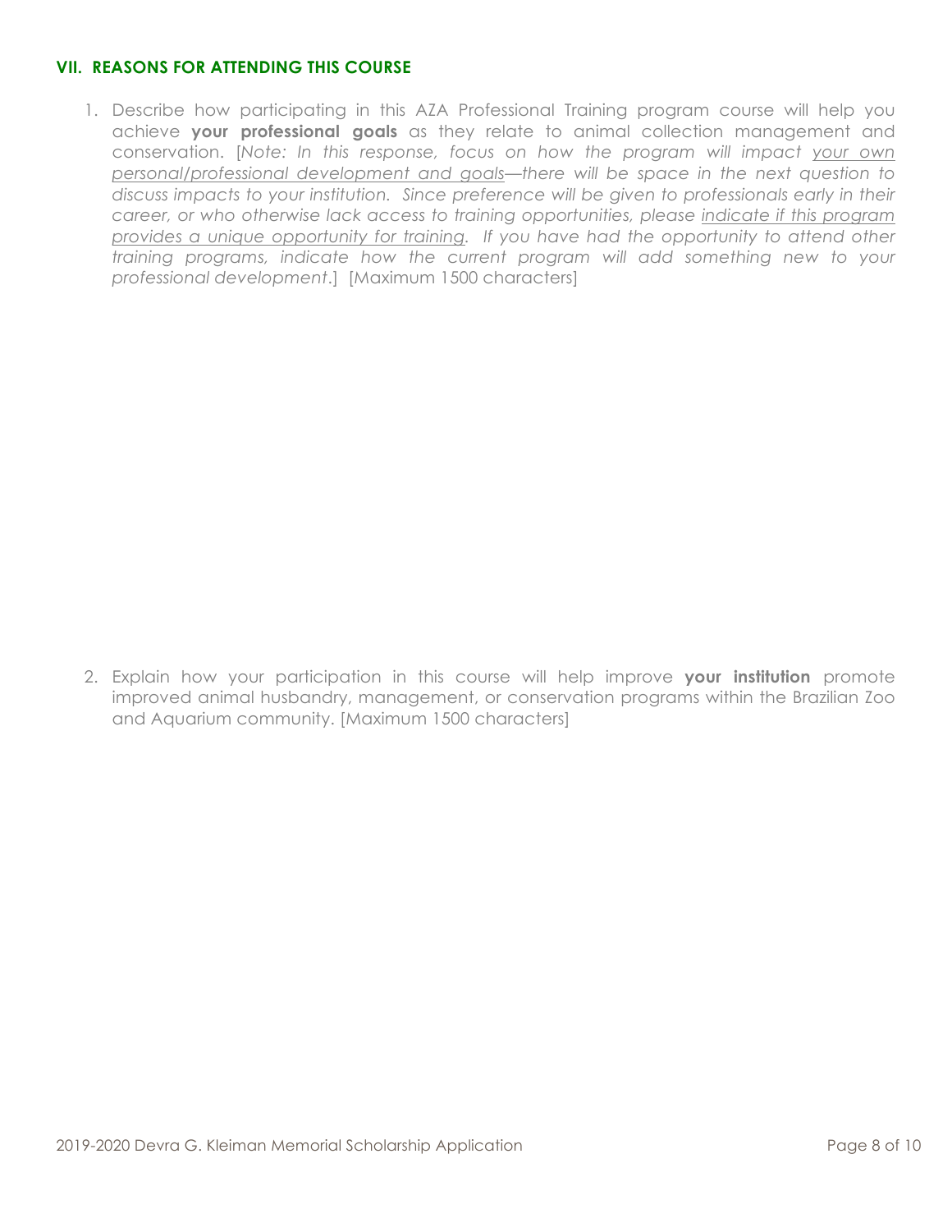## VII. REASONS FOR ATTENDING THIS COURSE

1. Describe how participating in this AZA Professional Training program course will help you achieve **your professional goals** as they relate to animal collection management and conservation. [*Note: In this response, focus on how the program will impact <u>your own personal/professional development and goals</u>—there will be space in the next question to discuss impacts to your institution. Since preference will be given to professionals early in their career, or who otherwise lack access to training opportunities, please <u>indicate if this program provides a unique opportunity for training</u>. If you have had the opportunity to attend other training programs, indicate how the current program will add something new to your professional development*.] [Maximum 1500 characters]

2. Explain how your participation in this course will help improve **your institution** promote improved animal husbandry, management, or conservation programs within the Brazilian Zoo and Aquarium community. [Maximum 1500 characters]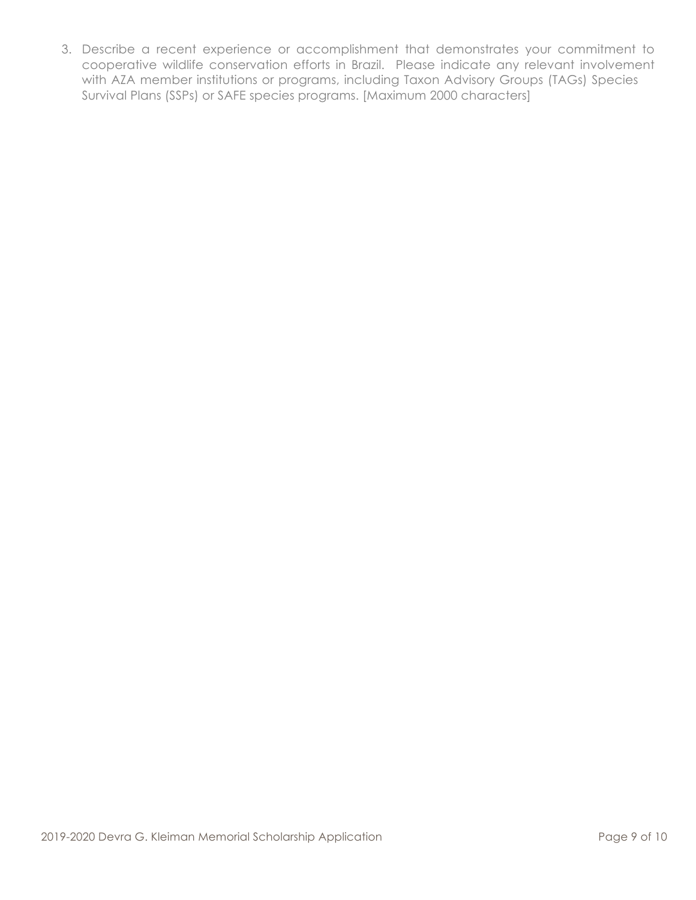3. Describe a recent experience or accomplishment that demonstrates your commitment to cooperative wildlife conservation efforts in Brazil. Please indicate any relevant involvement with AZA member institutions or programs, including Taxon Advisory Groups (TAGs) Species Survival Plans (SSPs) or SAFE species programs. [Maximum 2000 characters]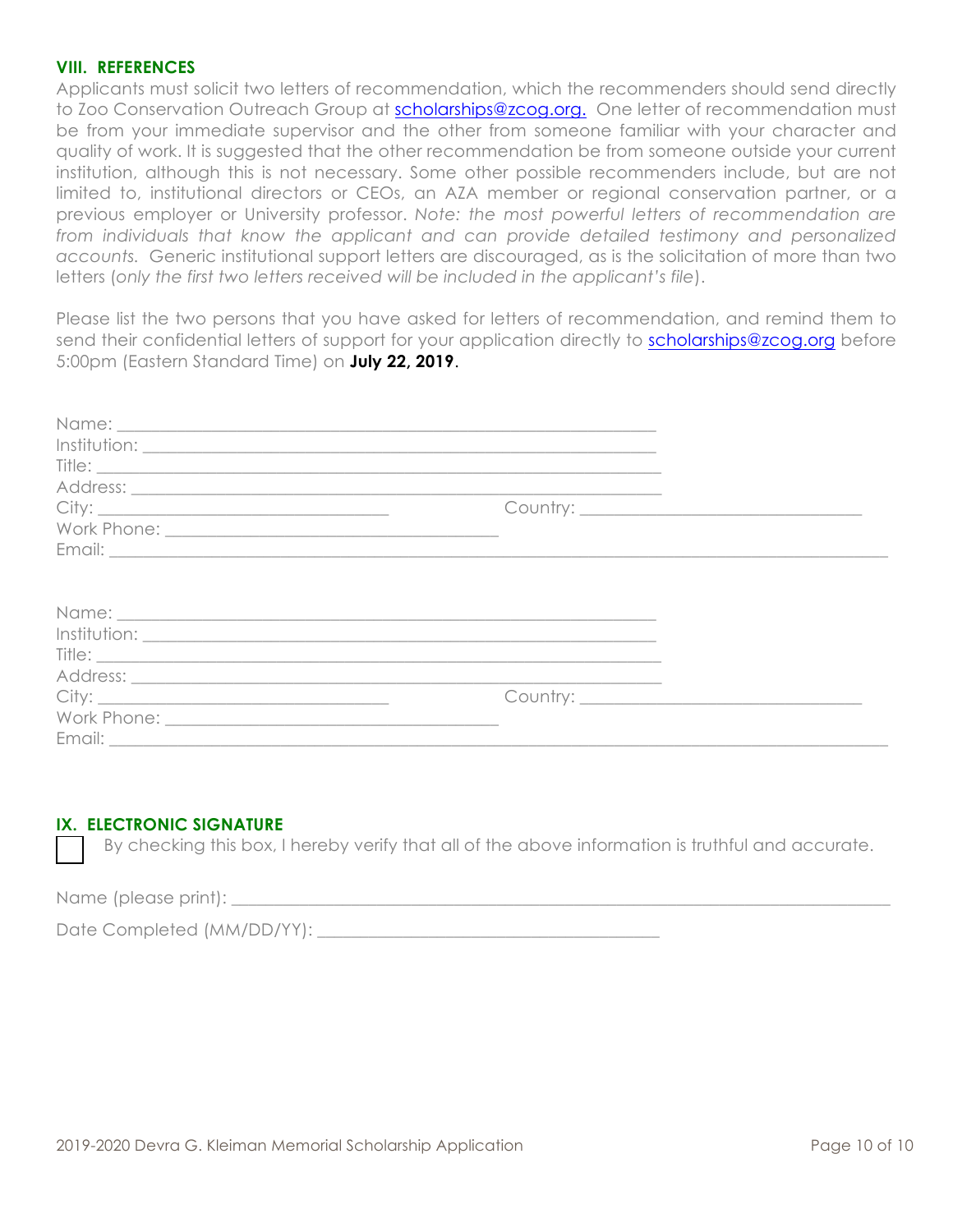## VIII. REFERENCES

Applicants must solicit two letters of recommendation, which the recommenders should send directly to Zoo Conservation Outreach Group at scholarships@zcog.org. One letter of recommendation must be from your immediate supervisor and the other from someone familiar with your character and quality of work. It is suggested that the other recommendation be from someone outside your current institution, although this is not necessary. Some other possible recommenders include, but are not limited to, institutional directors or CEOs, an AZA member or regional conservation partner, or a previous employer or University professor. *Note: the most powerful letters of recommendation are from individuals that know the applicant and can provide detailed testimony and personalized accounts.* Generic institutional support letters are discouraged, as is the solicitation of more than two letters (*only the first two letters received will be included in the applicant's file*).

Please list the two persons that you have asked for letters of recommendation, and remind them to send their confidential letters of support for your application directly to scholarships@zcog.org before 5:00pm (Eastern Standard Time) on **July 22, 2019**.

Name: ______________________________________________

Institution: ______________________________________________

Title: ______________________________________________

Address: ______________________________________________

City: ________________________ Country: ________________________

Work Phone: ____________________________

Email: ______________________________________________________________

Name: ______________________________________________

Institution: ______________________________________________

Title: ______________________________________________

Address: ______________________________________________

City: ________________________ Country: ________________________

Work Phone: ____________________________

Email: ______________________________________________________________

## IX. ELECTRONIC SIGNATURE

☐ By checking this box, I hereby verify that all of the above information is truthful and accurate.

Name (please print): ______________________________________________________

Date Completed (MM/DD/YY): ____________________________